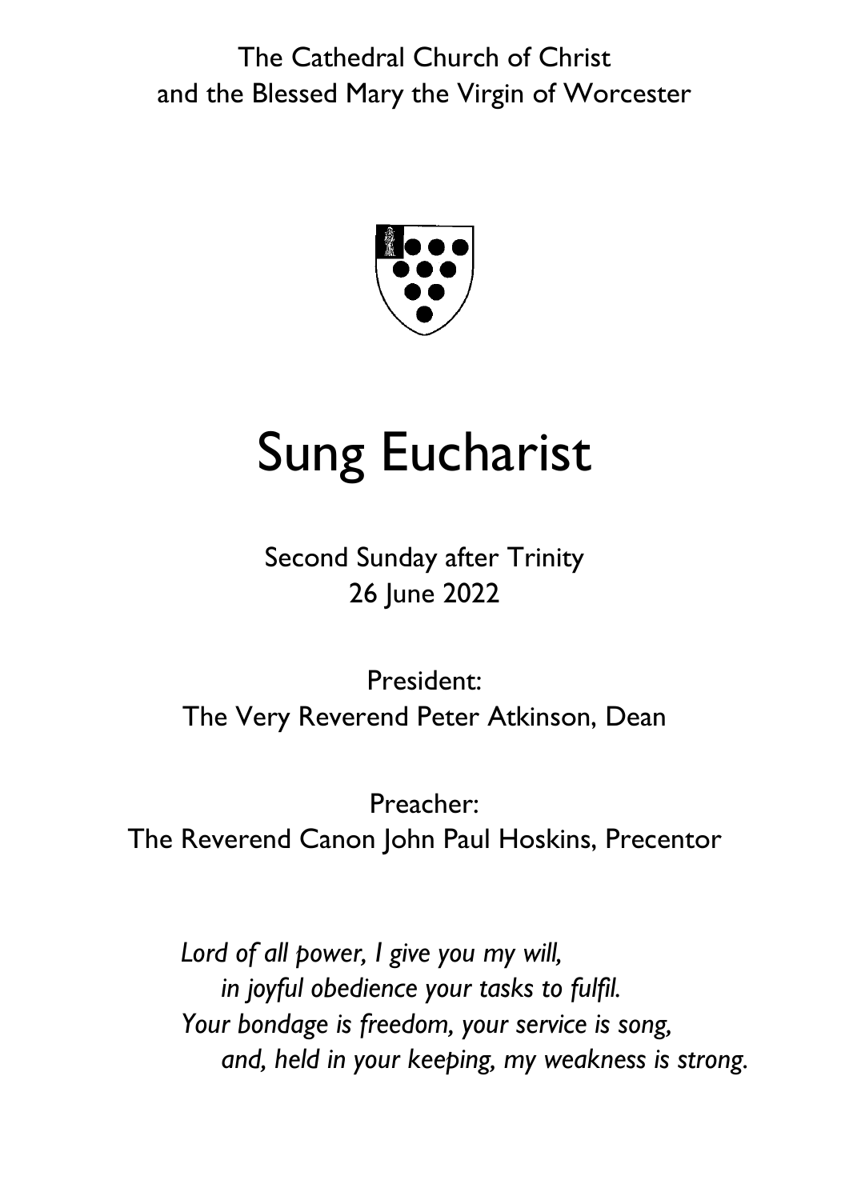The Cathedral Church of Christ
and the Blessed Mary the Virgin of Worcester

# Sung Eucharist

Second Sunday after Trinity
26 June 2022

President:
The Very Reverend Peter Atkinson, Dean

Preacher:
The Reverend Canon John Paul Hoskins, Precentor

*Lord of all power, I give you my will,*
*in joyful obedience your tasks to fulfil.*
*Your bondage is freedom, your service is song,*
*and, held in your keeping, my weakness is strong.*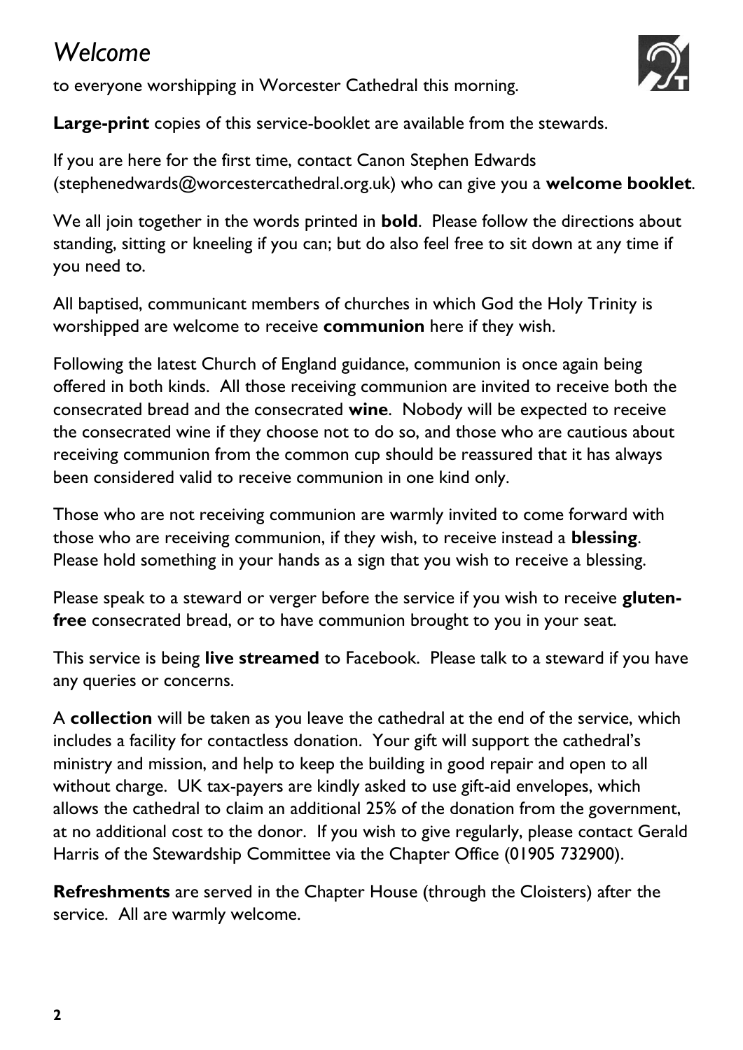# *Welcome*

to everyone worshipping in Worcester Cathedral this morning.

**Large-print** copies of this service-booklet are available from the stewards.

If you are here for the first time, contact Canon Stephen Edwards (stephenedwards@worcestercathedral.org.uk) who can give you a **welcome booklet**.

We all join together in the words printed in **bold**. Please follow the directions about standing, sitting or kneeling if you can; but do also feel free to sit down at any time if you need to.

All baptised, communicant members of churches in which God the Holy Trinity is worshipped are welcome to receive **communion** here if they wish.

Following the latest Church of England guidance, communion is once again being offered in both kinds. All those receiving communion are invited to receive both the consecrated bread and the consecrated **wine**. Nobody will be expected to receive the consecrated wine if they choose not to do so, and those who are cautious about receiving communion from the common cup should be reassured that it has always been considered valid to receive communion in one kind only.

Those who are not receiving communion are warmly invited to come forward with those who are receiving communion, if they wish, to receive instead a **blessing**. Please hold something in your hands as a sign that you wish to receive a blessing.

Please speak to a steward or verger before the service if you wish to receive **gluten-free** consecrated bread, or to have communion brought to you in your seat.

This service is being **live streamed** to Facebook. Please talk to a steward if you have any queries or concerns.

A **collection** will be taken as you leave the cathedral at the end of the service, which includes a facility for contactless donation. Your gift will support the cathedral's ministry and mission, and help to keep the building in good repair and open to all without charge. UK tax-payers are kindly asked to use gift-aid envelopes, which allows the cathedral to claim an additional 25% of the donation from the government, at no additional cost to the donor. If you wish to give regularly, please contact Gerald Harris of the Stewardship Committee via the Chapter Office (01905 732900).

**Refreshments** are served in the Chapter House (through the Cloisters) after the service. All are warmly welcome.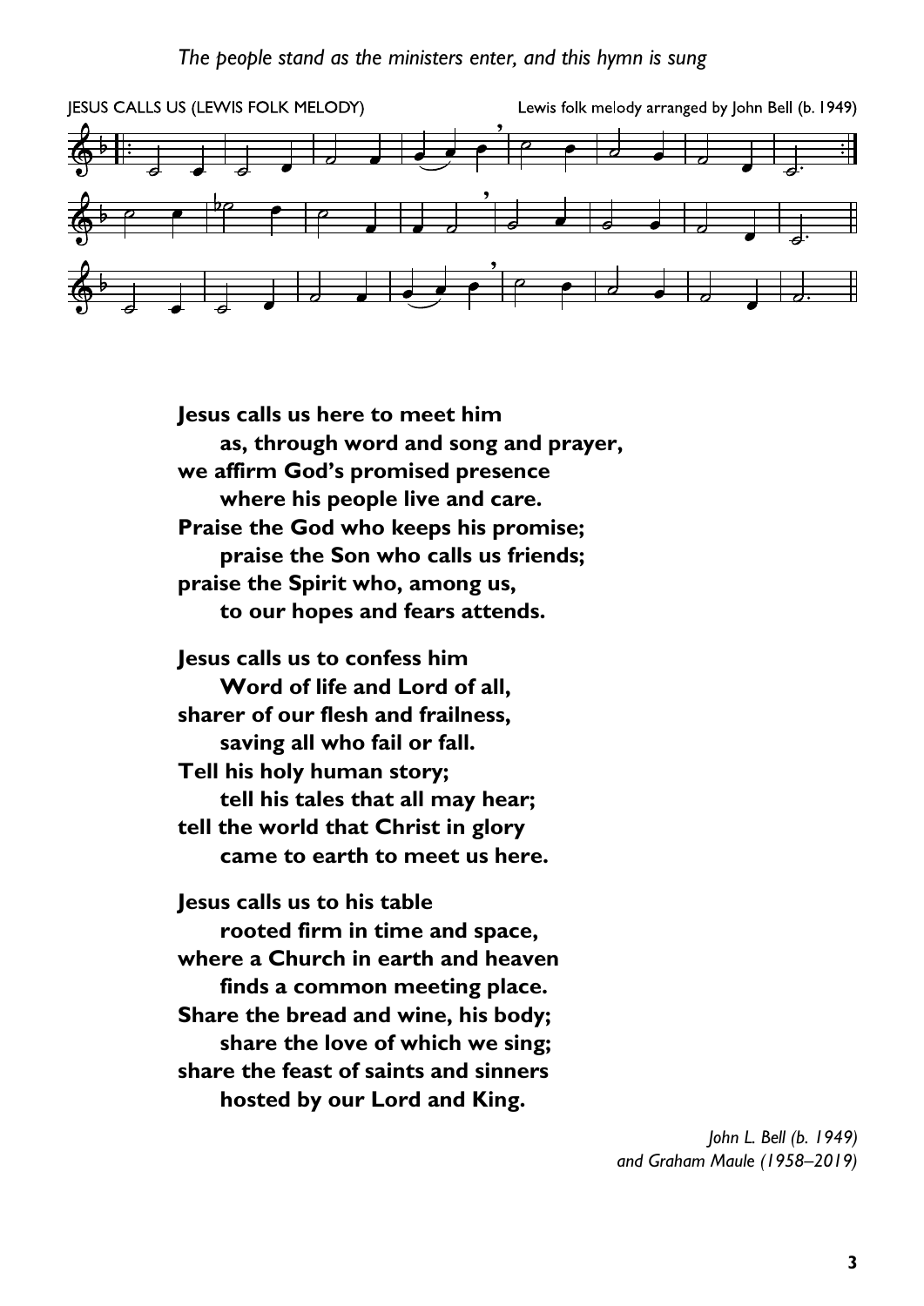*The people stand as the ministers enter, and this hymn is sung*

JESUS CALLS US (LEWIS FOLK MELODY) — Lewis folk melody arranged by John Bell (b. 1949)

**Jesus calls us here to meet him**
**as, through word and song and prayer,**
**we affirm God's promised presence**
**where his people live and care.**
**Praise the God who keeps his promise;**
**praise the Son who calls us friends;**
**praise the Spirit who, among us,**
**to our hopes and fears attends.**

**Jesus calls us to confess him**
**Word of life and Lord of all,**
**sharer of our flesh and frailness,**
**saving all who fail or fall.**
**Tell his holy human story;**
**tell his tales that all may hear;**
**tell the world that Christ in glory**
**came to earth to meet us here.**

**Jesus calls us to his table**
**rooted firm in time and space,**
**where a Church in earth and heaven**
**finds a common meeting place.**
**Share the bread and wine, his body;**
**share the love of which we sing;**
**share the feast of saints and sinners**
**hosted by our Lord and King.**

*John L. Bell (b. 1949)*
*and Graham Maule (1958–2019)*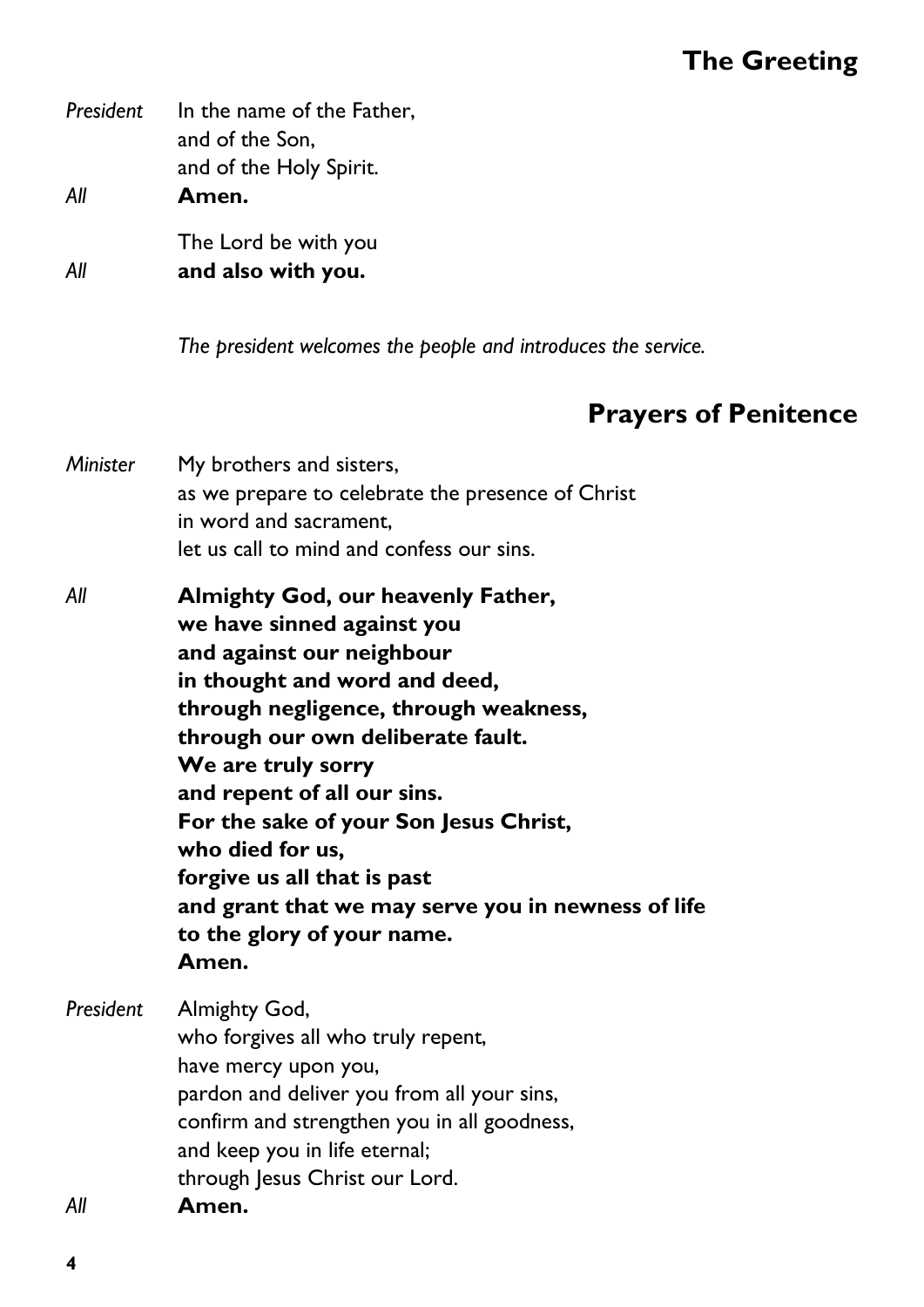## The Greeting

*President* In the name of the Father,
and of the Son,
and of the Holy Spirit.

*All* **Amen.**

The Lord be with you

*All* **and also with you.**

*The president welcomes the people and introduces the service.*

## Prayers of Penitence

*Minister* My brothers and sisters,
as we prepare to celebrate the presence of Christ
in word and sacrament,
let us call to mind and confess our sins.

*All* **Almighty God, our heavenly Father,
we have sinned against you
and against our neighbour
in thought and word and deed,
through negligence, through weakness,
through our own deliberate fault.
We are truly sorry
and repent of all our sins.
For the sake of your Son Jesus Christ,
who died for us,
forgive us all that is past
and grant that we may serve you in newness of life
to the glory of your name.
Amen.**

*President* Almighty God,
who forgives all who truly repent,
have mercy upon you,
pardon and deliver you from all your sins,
confirm and strengthen you in all goodness,
and keep you in life eternal;
through Jesus Christ our Lord.

*All* **Amen.**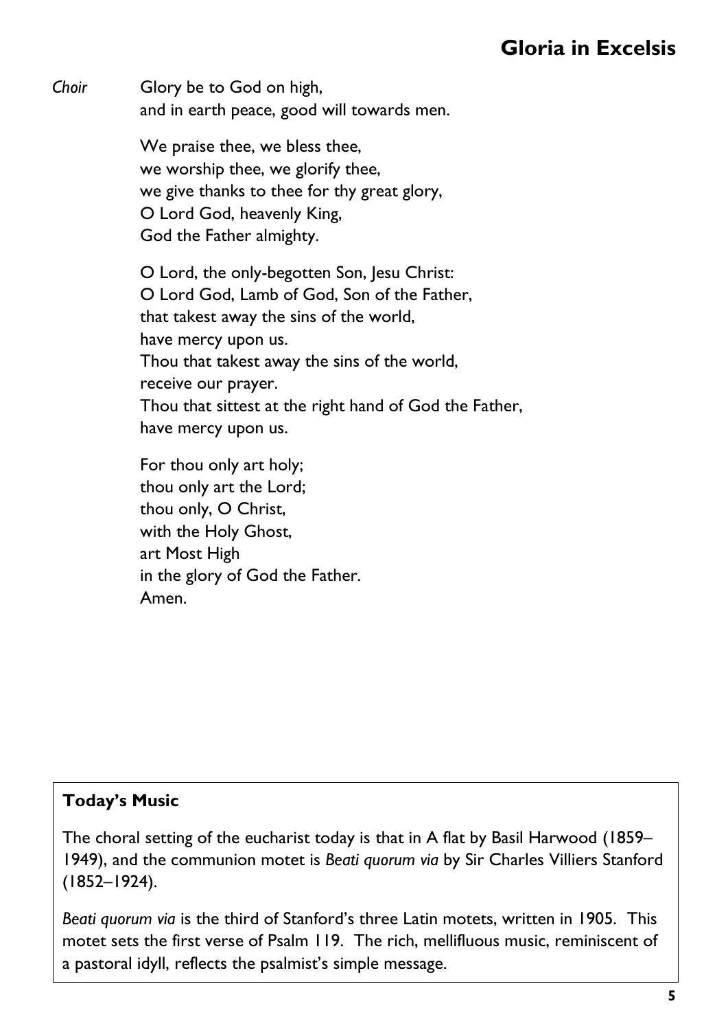## Gloria in Excelsis

*Choir* Glory be to God on high,
and in earth peace, good will towards men.

We praise thee, we bless thee,
we worship thee, we glorify thee,
we give thanks to thee for thy great glory,
O Lord God, heavenly King,
God the Father almighty.

O Lord, the only-begotten Son, Jesu Christ:
O Lord God, Lamb of God, Son of the Father,
that takest away the sins of the world,
have mercy upon us.
Thou that takest away the sins of the world,
receive our prayer.
Thou that sittest at the right hand of God the Father,
have mercy upon us.

For thou only art holy;
thou only art the Lord;
thou only, O Christ,
with the Holy Ghost,
art Most High
in the glory of God the Father.
Amen.

**Today's Music**

The choral setting of the eucharist today is that in A flat by Basil Harwood (1859–1949), and the communion motet is *Beati quorum via* by Sir Charles Villiers Stanford (1852–1924).

*Beati quorum via* is the third of Stanford's three Latin motets, written in 1905. This motet sets the first verse of Psalm 119. The rich, mellifluous music, reminiscent of a pastoral idyll, reflects the psalmist's simple message.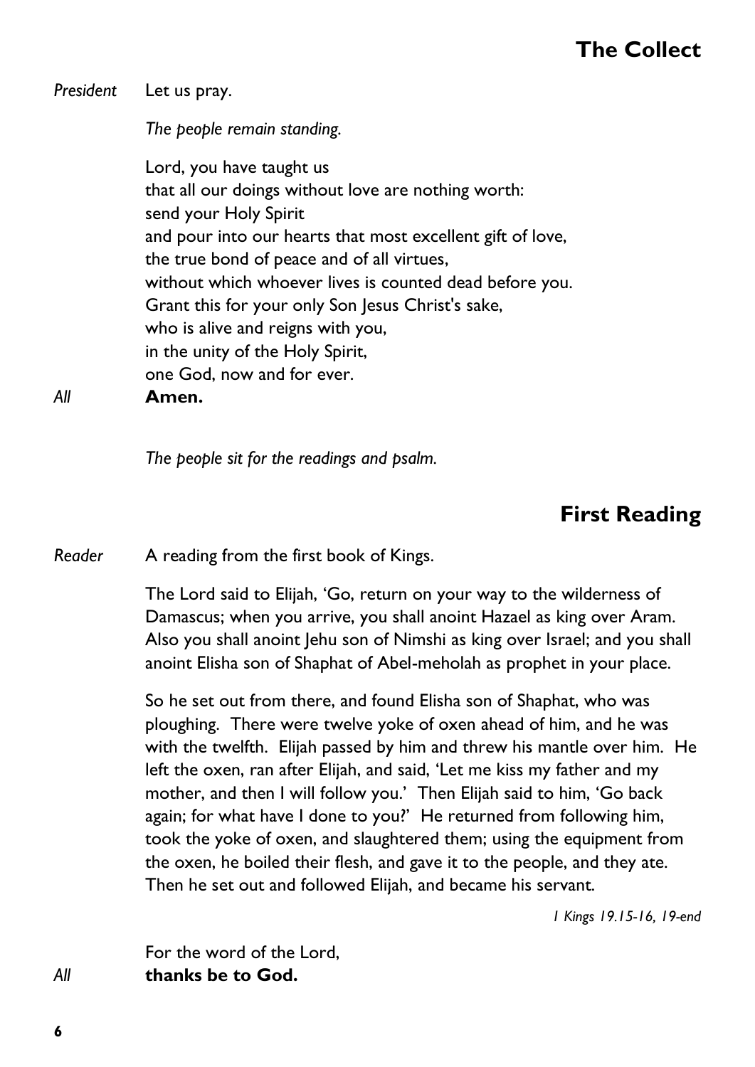## The Collect

*President* Let us pray.

*The people remain standing.*

Lord, you have taught us
that all our doings without love are nothing worth:
send your Holy Spirit
and pour into our hearts that most excellent gift of love,
the true bond of peace and of all virtues,
without which whoever lives is counted dead before you.
Grant this for your only Son Jesus Christ's sake,
who is alive and reigns with you,
in the unity of the Holy Spirit,
one God, now and for ever.

*All* **Amen.**

*The people sit for the readings and psalm.*

## First Reading

*Reader* A reading from the first book of Kings.

The Lord said to Elijah, 'Go, return on your way to the wilderness of Damascus; when you arrive, you shall anoint Hazael as king over Aram. Also you shall anoint Jehu son of Nimshi as king over Israel; and you shall anoint Elisha son of Shaphat of Abel-meholah as prophet in your place.

So he set out from there, and found Elisha son of Shaphat, who was ploughing. There were twelve yoke of oxen ahead of him, and he was with the twelfth. Elijah passed by him and threw his mantle over him. He left the oxen, ran after Elijah, and said, 'Let me kiss my father and my mother, and then I will follow you.' Then Elijah said to him, 'Go back again; for what have I done to you?' He returned from following him, took the yoke of oxen, and slaughtered them; using the equipment from the oxen, he boiled their flesh, and gave it to the people, and they ate. Then he set out and followed Elijah, and became his servant.

*1 Kings 19.15-16, 19-end*

For the word of the Lord,

*All* **thanks be to God.**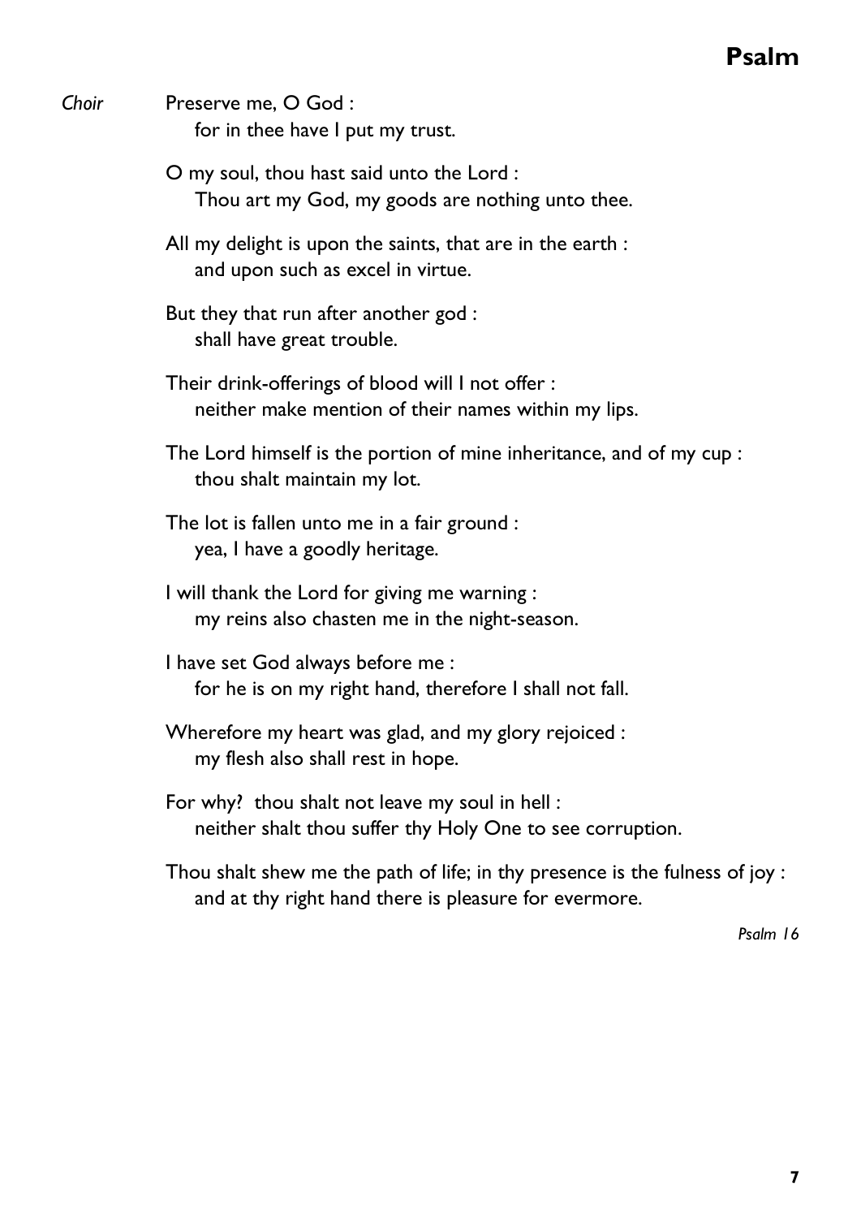## Psalm

*Choir* Preserve me, O God :
for in thee have I put my trust.

O my soul, thou hast said unto the Lord :
Thou art my God, my goods are nothing unto thee.

All my delight is upon the saints, that are in the earth :
and upon such as excel in virtue.

But they that run after another god :
shall have great trouble.

Their drink-offerings of blood will I not offer :
neither make mention of their names within my lips.

The Lord himself is the portion of mine inheritance, and of my cup :
thou shalt maintain my lot.

The lot is fallen unto me in a fair ground :
yea, I have a goodly heritage.

I will thank the Lord for giving me warning :
my reins also chasten me in the night-season.

I have set God always before me :
for he is on my right hand, therefore I shall not fall.

Wherefore my heart was glad, and my glory rejoiced :
my flesh also shall rest in hope.

For why? thou shalt not leave my soul in hell :
neither shalt thou suffer thy Holy One to see corruption.

Thou shalt shew me the path of life; in thy presence is the fulness of joy :
and at thy right hand there is pleasure for evermore.

*Psalm 16*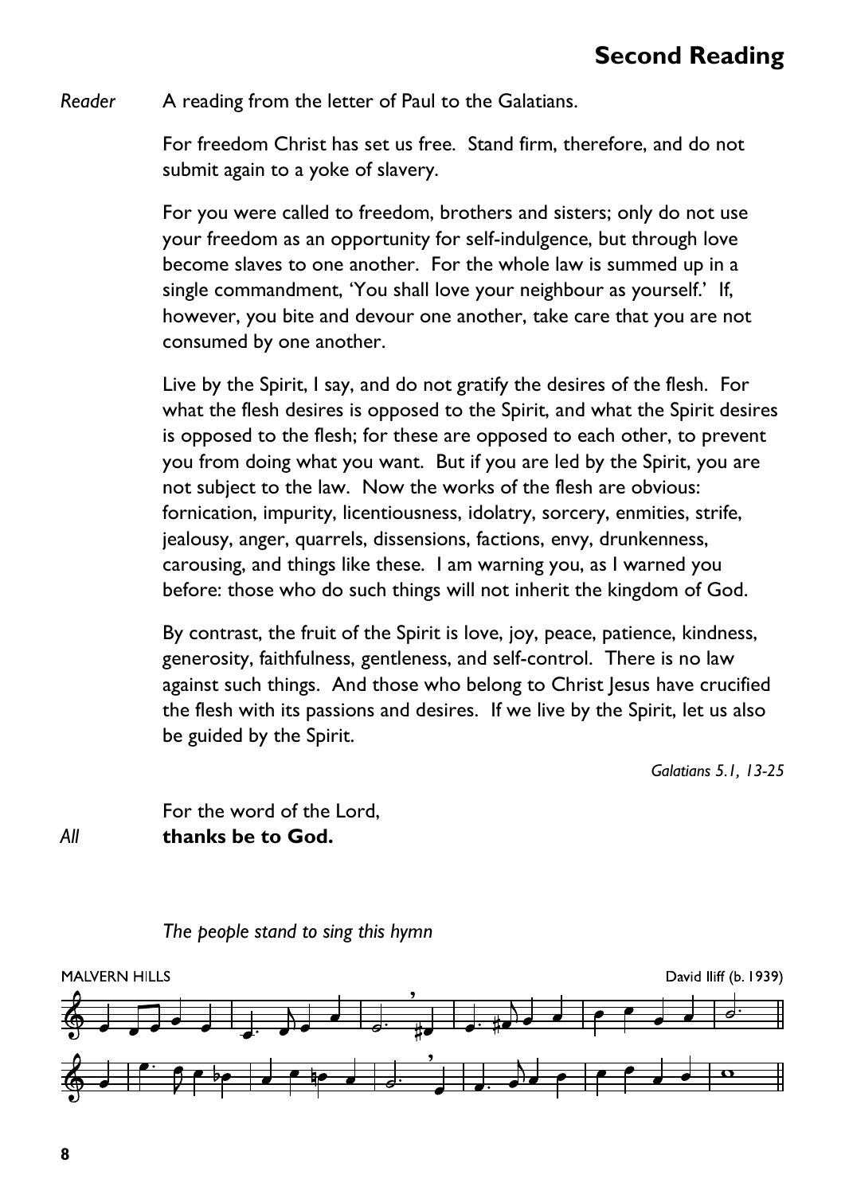## Second Reading

*Reader* A reading from the letter of Paul to the Galatians.

For freedom Christ has set us free. Stand firm, therefore, and do not submit again to a yoke of slavery.

For you were called to freedom, brothers and sisters; only do not use your freedom as an opportunity for self-indulgence, but through love become slaves to one another. For the whole law is summed up in a single commandment, 'You shall love your neighbour as yourself.' If, however, you bite and devour one another, take care that you are not consumed by one another.

Live by the Spirit, I say, and do not gratify the desires of the flesh. For what the flesh desires is opposed to the Spirit, and what the Spirit desires is opposed to the flesh; for these are opposed to each other, to prevent you from doing what you want. But if you are led by the Spirit, you are not subject to the law. Now the works of the flesh are obvious: fornication, impurity, licentiousness, idolatry, sorcery, enmities, strife, jealousy, anger, quarrels, dissensions, factions, envy, drunkenness, carousing, and things like these. I am warning you, as I warned you before: those who do such things will not inherit the kingdom of God.

By contrast, the fruit of the Spirit is love, joy, peace, patience, kindness, generosity, faithfulness, gentleness, and self-control. There is no law against such things. And those who belong to Christ Jesus have crucified the flesh with its passions and desires. If we live by the Spirit, let us also be guided by the Spirit.

*Galatians 5.1, 13-25*

For the word of the Lord,

*All* **thanks be to God.**

*The people stand to sing this hymn*

MALVERN HILLS David Iliff (b. 1939)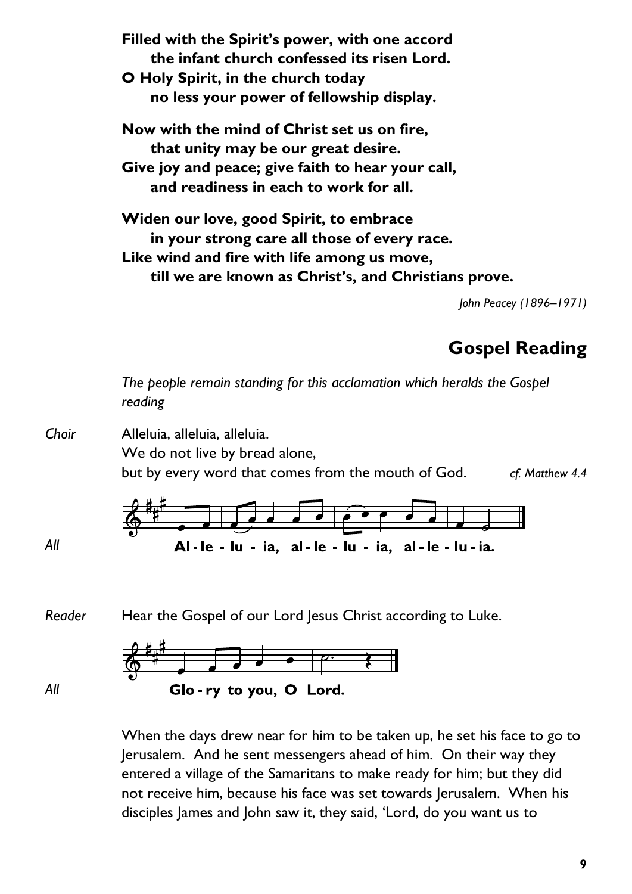**Filled with the Spirit's power, with one accord**
**the infant church confessed its risen Lord.**
**O Holy Spirit, in the church today**
**no less your power of fellowship display.**

**Now with the mind of Christ set us on fire,**
**that unity may be our great desire.**
**Give joy and peace; give faith to hear your call,**
**and readiness in each to work for all.**

**Widen our love, good Spirit, to embrace**
**in your strong care all those of every race.**
**Like wind and fire with life among us move,**
**till we are known as Christ's, and Christians prove.**

*John Peacey (1896–1971)*

## Gospel Reading

*The people remain standing for this acclamation which heralds the Gospel reading*

*Choir* Alleluia, alleluia, alleluia.
We do not live by bread alone,
but by every word that comes from the mouth of God. *cf. Matthew 4.4*

*All* **Al - le - lu - ia, al - le - lu - ia, al - le - lu - ia.**

*Reader* Hear the Gospel of our Lord Jesus Christ according to Luke.

*All* **Glo - ry to you, O Lord.**

When the days drew near for him to be taken up, he set his face to go to Jerusalem. And he sent messengers ahead of him. On their way they entered a village of the Samaritans to make ready for him; but they did not receive him, because his face was set towards Jerusalem. When his disciples James and John saw it, they said, 'Lord, do you want us to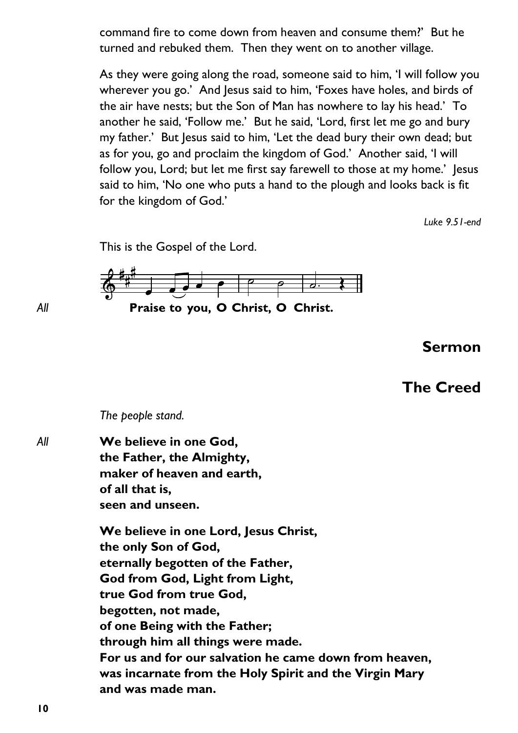command fire to come down from heaven and consume them?' But he turned and rebuked them. Then they went on to another village.

As they were going along the road, someone said to him, 'I will follow you wherever you go.' And Jesus said to him, 'Foxes have holes, and birds of the air have nests; but the Son of Man has nowhere to lay his head.' To another he said, 'Follow me.' But he said, 'Lord, first let me go and bury my father.' But Jesus said to him, 'Let the dead bury their own dead; but as for you, go and proclaim the kingdom of God.' Another said, 'I will follow you, Lord; but let me first say farewell to those at my home.' Jesus said to him, 'No one who puts a hand to the plough and looks back is fit for the kingdom of God.'

*Luke 9.51-end*

This is the Gospel of the Lord.

*All* **Praise to you, O Christ, O Christ.**

## Sermon

## The Creed

*The people stand.*

*All* **We believe in one God,**
**the Father, the Almighty,**
**maker of heaven and earth,**
**of all that is,**
**seen and unseen.**

**We believe in one Lord, Jesus Christ,**
**the only Son of God,**
**eternally begotten of the Father,**
**God from God, Light from Light,**
**true God from true God,**
**begotten, not made,**
**of one Being with the Father;**
**through him all things were made.**
**For us and for our salvation he came down from heaven,**
**was incarnate from the Holy Spirit and the Virgin Mary**
**and was made man.**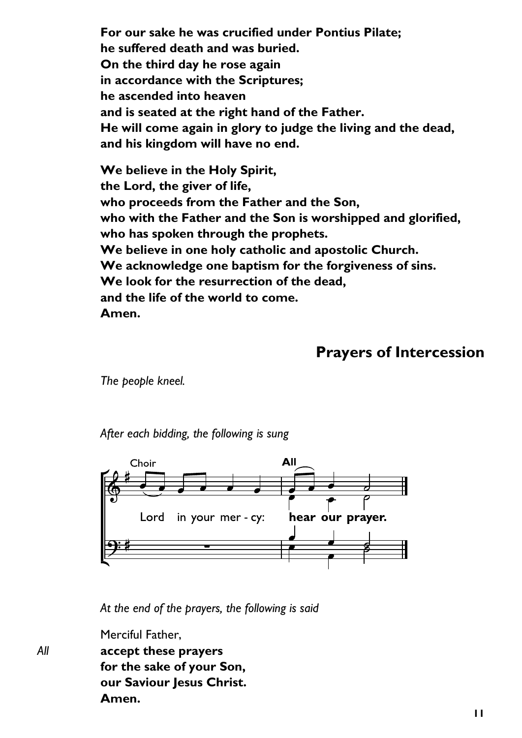**For our sake he was crucified under Pontius Pilate;**
**he suffered death and was buried.**
**On the third day he rose again**
**in accordance with the Scriptures;**
**he ascended into heaven**
**and is seated at the right hand of the Father.**
**He will come again in glory to judge the living and the dead,**
**and his kingdom will have no end.**

**We believe in the Holy Spirit,**
**the Lord, the giver of life,**
**who proceeds from the Father and the Son,**
**who with the Father and the Son is worshipped and glorified,**
**who has spoken through the prophets.**
**We believe in one holy catholic and apostolic Church.**
**We acknowledge one baptism for the forgiveness of sins.**
**We look for the resurrection of the dead,**
**and the life of the world to come.**
**Amen.**

## Prayers of Intercession

*The people kneel.*

*After each bidding, the following is sung*

Choir: Lord in your mer - cy: **All: hear our prayer.**

*At the end of the prayers, the following is said*

Merciful Father,

*All* **accept these prayers**
**for the sake of your Son,**
**our Saviour Jesus Christ.**
**Amen.**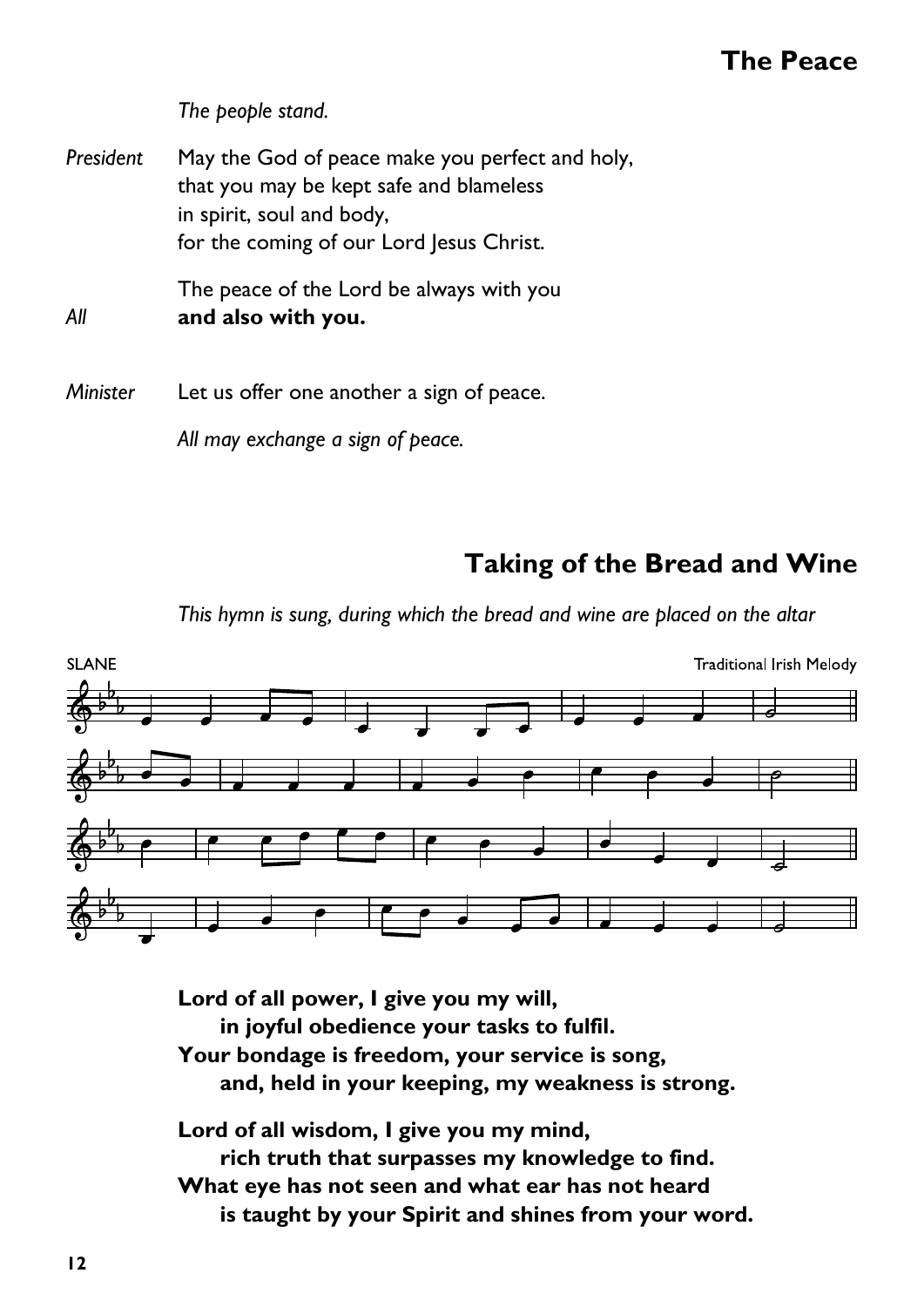## The Peace

*The people stand.*

*President* May the God of peace make you perfect and holy,
that you may be kept safe and blameless
in spirit, soul and body,
for the coming of our Lord Jesus Christ.

The peace of the Lord be always with you

*All* **and also with you.**

*Minister* Let us offer one another a sign of peace.

*All may exchange a sign of peace.*

## Taking of the Bread and Wine

*This hymn is sung, during which the bread and wine are placed on the altar*

SLANE Traditional Irish Melody

**Lord of all power, I give you my will,**
**in joyful obedience your tasks to fulfil.**
**Your bondage is freedom, your service is song,**
**and, held in your keeping, my weakness is strong.**

**Lord of all wisdom, I give you my mind,**
**rich truth that surpasses my knowledge to find.**
**What eye has not seen and what ear has not heard**
**is taught by your Spirit and shines from your word.**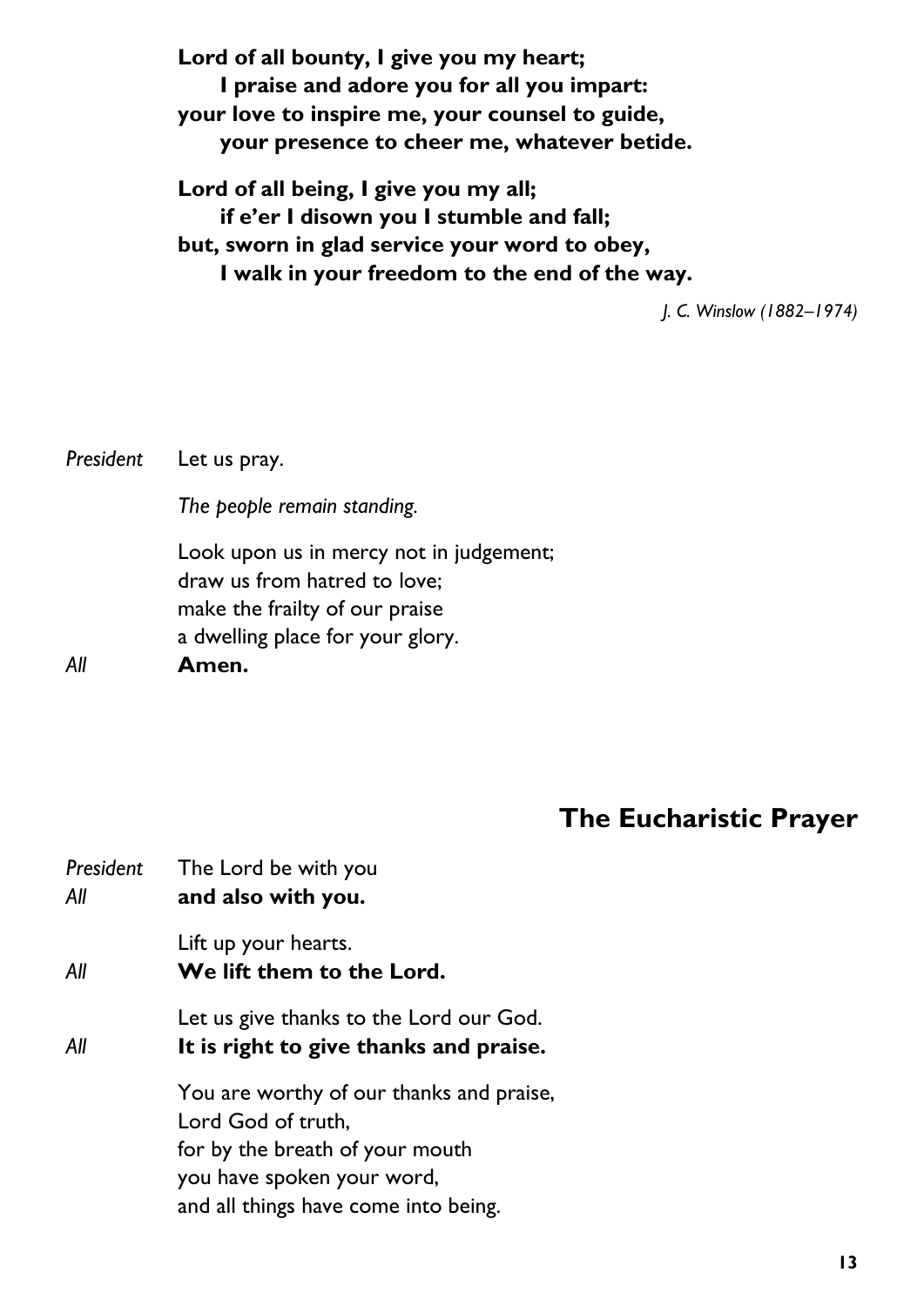**Lord of all bounty, I give you my heart;**
**I praise and adore you for all you impart:**
**your love to inspire me, your counsel to guide,**
**your presence to cheer me, whatever betide.**

**Lord of all being, I give you my all;**
**if e'er I disown you I stumble and fall;**
**but, sworn in glad service your word to obey,**
**I walk in your freedom to the end of the way.**

*J. C. Winslow (1882–1974)*

*President* Let us pray.

*The people remain standing.*

Look upon us in mercy not in judgement;
draw us from hatred to love;
make the frailty of our praise
a dwelling place for your glory.

*All* **Amen.**

## The Eucharistic Prayer

*President* The Lord be with you
*All* **and also with you.**

Lift up your hearts.
*All* **We lift them to the Lord.**

Let us give thanks to the Lord our God.
*All* **It is right to give thanks and praise.**

You are worthy of our thanks and praise,
Lord God of truth,
for by the breath of your mouth
you have spoken your word,
and all things have come into being.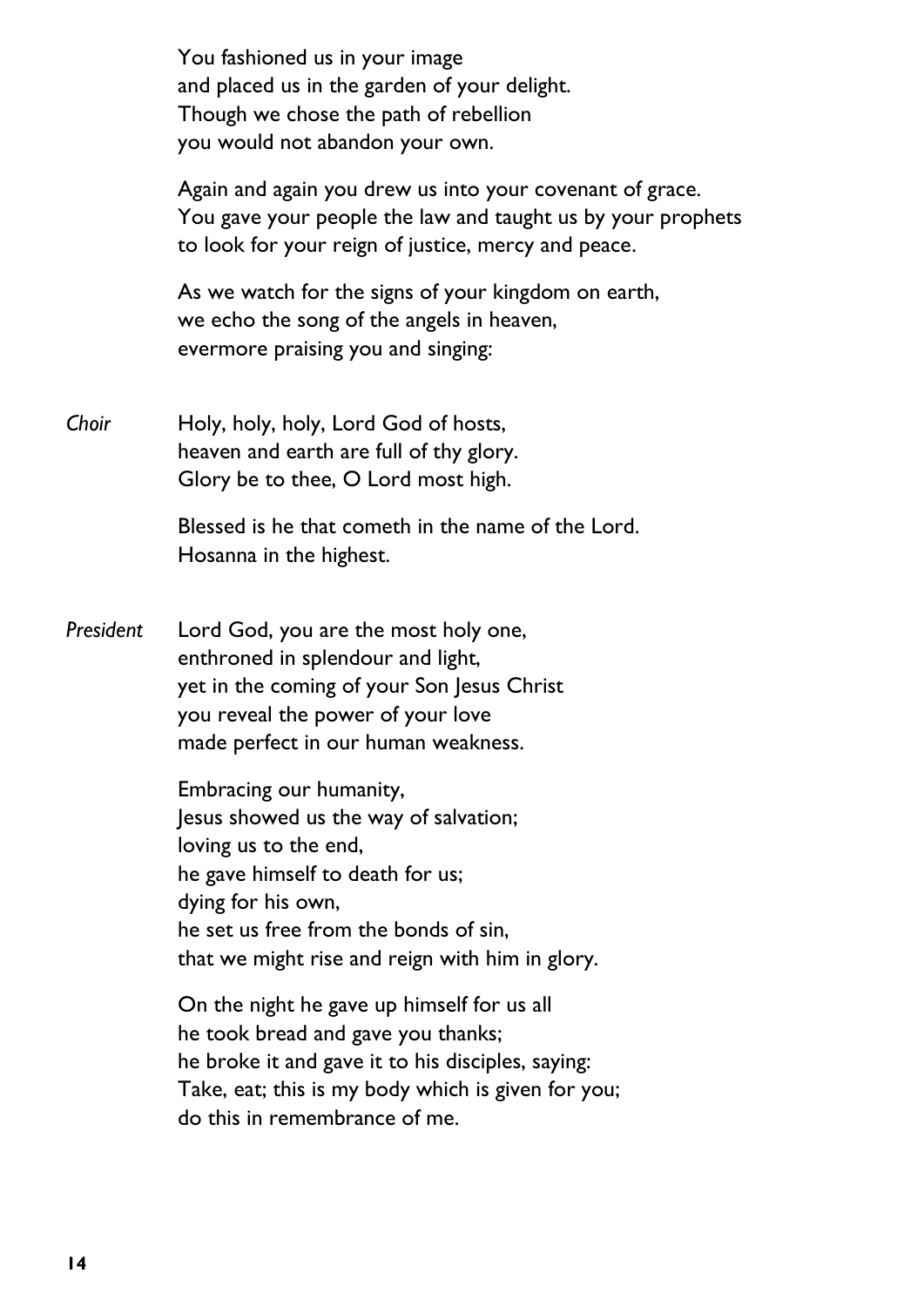You fashioned us in your image
and placed us in the garden of your delight.
Though we chose the path of rebellion
you would not abandon your own.

Again and again you drew us into your covenant of grace.
You gave your people the law and taught us by your prophets
to look for your reign of justice, mercy and peace.

As we watch for the signs of your kingdom on earth,
we echo the song of the angels in heaven,
evermore praising you and singing:

*Choir* Holy, holy, holy, Lord God of hosts,
heaven and earth are full of thy glory.
Glory be to thee, O Lord most high.

Blessed is he that cometh in the name of the Lord.
Hosanna in the highest.

*President* Lord God, you are the most holy one,
enthroned in splendour and light,
yet in the coming of your Son Jesus Christ
you reveal the power of your love
made perfect in our human weakness.

Embracing our humanity,
Jesus showed us the way of salvation;
loving us to the end,
he gave himself to death for us;
dying for his own,
he set us free from the bonds of sin,
that we might rise and reign with him in glory.

On the night he gave up himself for us all
he took bread and gave you thanks;
he broke it and gave it to his disciples, saying:
Take, eat; this is my body which is given for you;
do this in remembrance of me.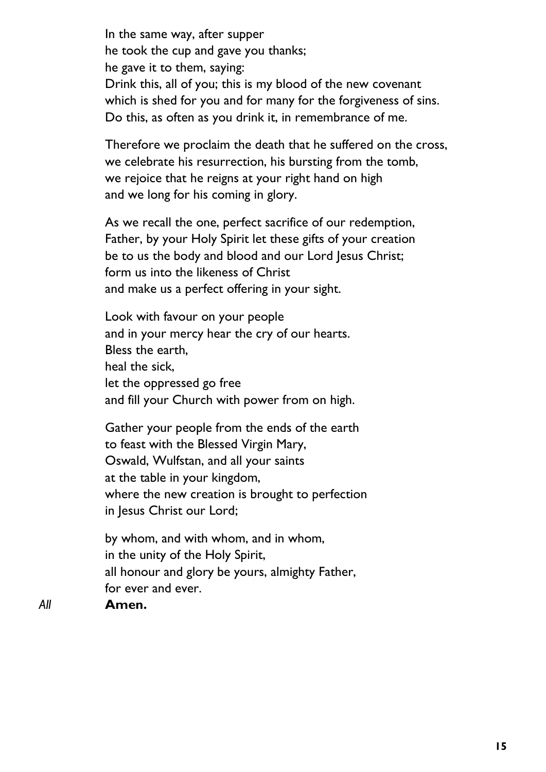In the same way, after supper
he took the cup and gave you thanks;
he gave it to them, saying:
Drink this, all of you; this is my blood of the new covenant
which is shed for you and for many for the forgiveness of sins.
Do this, as often as you drink it, in remembrance of me.

Therefore we proclaim the death that he suffered on the cross,
we celebrate his resurrection, his bursting from the tomb,
we rejoice that he reigns at your right hand on high
and we long for his coming in glory.

As we recall the one, perfect sacrifice of our redemption,
Father, by your Holy Spirit let these gifts of your creation
be to us the body and blood and our Lord Jesus Christ;
form us into the likeness of Christ
and make us a perfect offering in your sight.

Look with favour on your people
and in your mercy hear the cry of our hearts.
Bless the earth,
heal the sick,
let the oppressed go free
and fill your Church with power from on high.

Gather your people from the ends of the earth
to feast with the Blessed Virgin Mary,
Oswald, Wulfstan, and all your saints
at the table in your kingdom,
where the new creation is brought to perfection
in Jesus Christ our Lord;

by whom, and with whom, and in whom,
in the unity of the Holy Spirit,
all honour and glory be yours, almighty Father,
for ever and ever.

*All* **Amen.**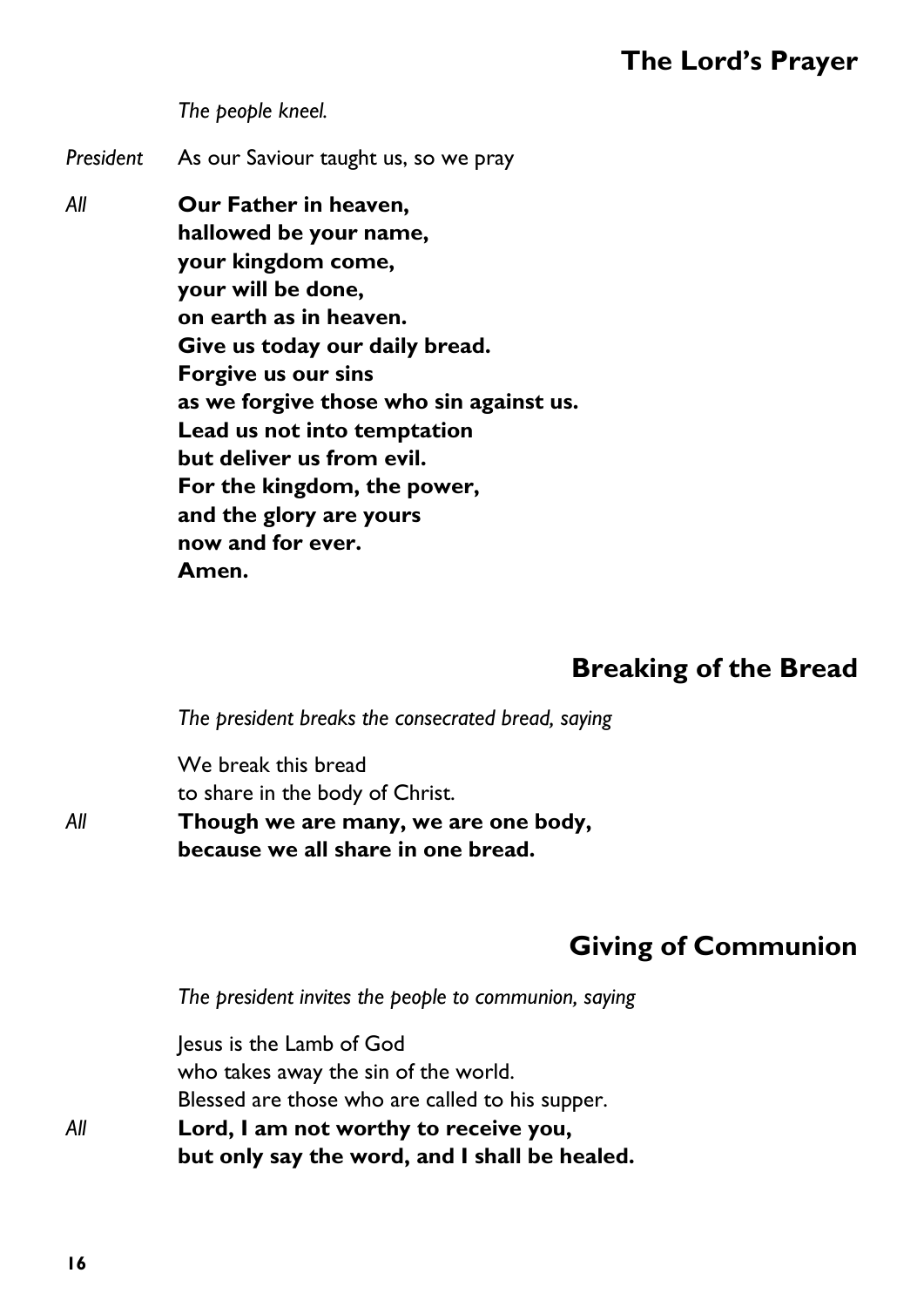## The Lord's Prayer

*The people kneel.*

*President* As our Saviour taught us, so we pray

*All* **Our Father in heaven,**
**hallowed be your name,**
**your kingdom come,**
**your will be done,**
**on earth as in heaven.**
**Give us today our daily bread.**
**Forgive us our sins**
**as we forgive those who sin against us.**
**Lead us not into temptation**
**but deliver us from evil.**
**For the kingdom, the power,**
**and the glory are yours**
**now and for ever.**
**Amen.**

## Breaking of the Bread

*The president breaks the consecrated bread, saying*

We break this bread
to share in the body of Christ.

*All* **Though we are many, we are one body,**
**because we all share in one bread.**

## Giving of Communion

*The president invites the people to communion, saying*

Jesus is the Lamb of God
who takes away the sin of the world.
Blessed are those who are called to his supper.

*All* **Lord, I am not worthy to receive you,**
**but only say the word, and I shall be healed.**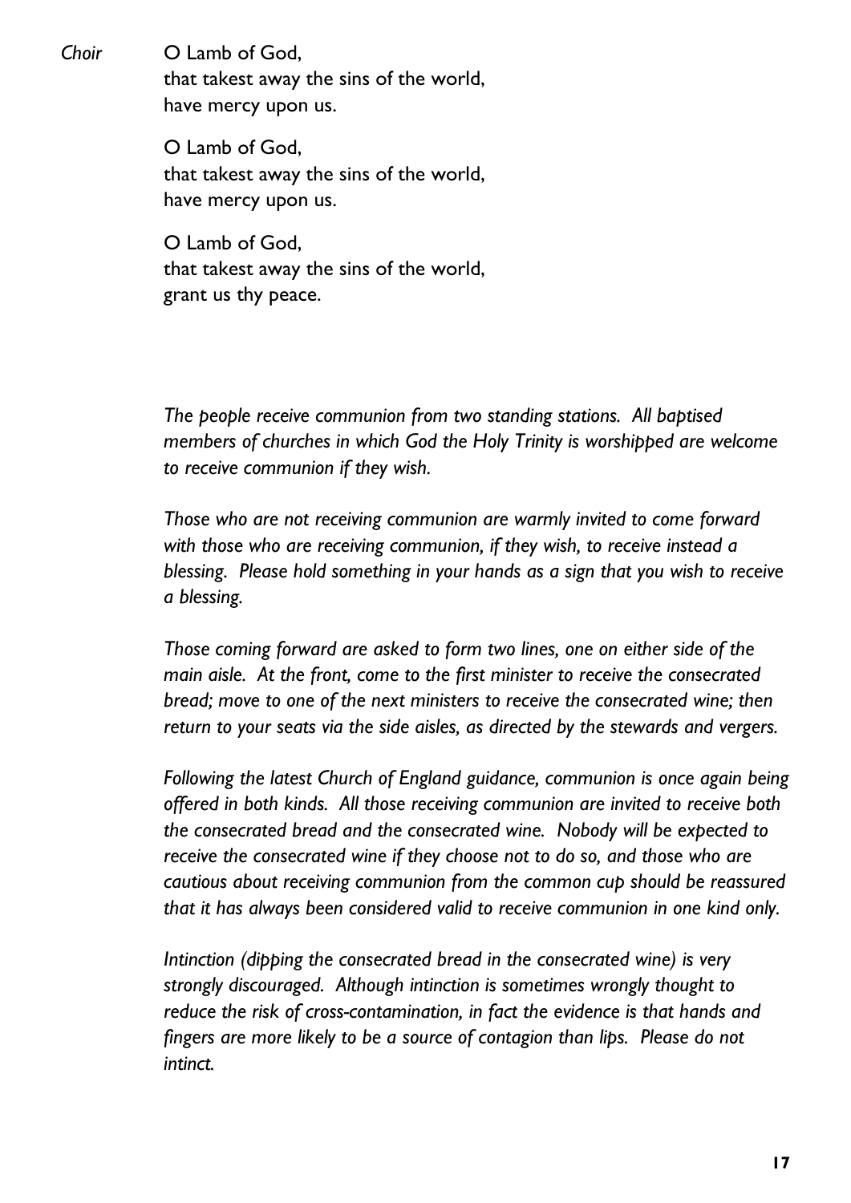*Choir* O Lamb of God,
that takest away the sins of the world,
have mercy upon us.

O Lamb of God,
that takest away the sins of the world,
have mercy upon us.

O Lamb of God,
that takest away the sins of the world,
grant us thy peace.

*The people receive communion from two standing stations. All baptised members of churches in which God the Holy Trinity is worshipped are welcome to receive communion if they wish.*

*Those who are not receiving communion are warmly invited to come forward with those who are receiving communion, if they wish, to receive instead a blessing. Please hold something in your hands as a sign that you wish to receive a blessing.*

*Those coming forward are asked to form two lines, one on either side of the main aisle. At the front, come to the first minister to receive the consecrated bread; move to one of the next ministers to receive the consecrated wine; then return to your seats via the side aisles, as directed by the stewards and vergers.*

*Following the latest Church of England guidance, communion is once again being offered in both kinds. All those receiving communion are invited to receive both the consecrated bread and the consecrated wine. Nobody will be expected to receive the consecrated wine if they choose not to do so, and those who are cautious about receiving communion from the common cup should be reassured that it has always been considered valid to receive communion in one kind only.*

*Intinction (dipping the consecrated bread in the consecrated wine) is very strongly discouraged. Although intinction is sometimes wrongly thought to reduce the risk of cross-contamination, in fact the evidence is that hands and fingers are more likely to be a source of contagion than lips. Please do not intinct.*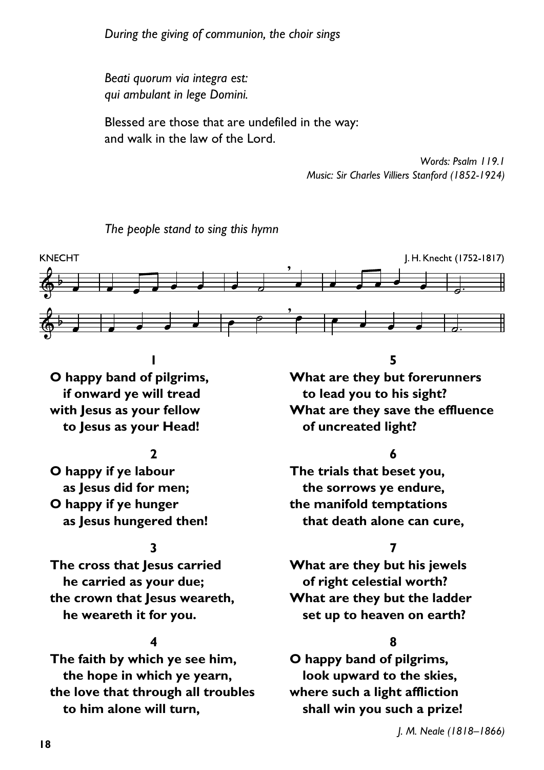*During the giving of communion, the choir sings*

*Beati quorum via integra est:*
*qui ambulant in lege Domini.*

Blessed are those that are undefiled in the way:
and walk in the law of the Lord.

*Words: Psalm 119.1*
*Music: Sir Charles Villiers Stanford (1852-1924)*

*The people stand to sing this hymn*

KNECHT — J. H. Knecht (1752-1817)

**1**

**O happy band of pilgrims,**
**if onward ye will tread**
**with Jesus as your fellow**
**to Jesus as your Head!**

**2**

**O happy if ye labour**
**as Jesus did for men;**
**O happy if ye hunger**
**as Jesus hungered then!**

**3**

**The cross that Jesus carried**
**he carried as your due;**
**the crown that Jesus weareth,**
**he weareth it for you.**

**4**

**The faith by which ye see him,**
**the hope in which ye yearn,**
**the love that through all troubles**
**to him alone will turn,**

**5**

**What are they but forerunners**
**to lead you to his sight?**
**What are they save the effluence**
**of uncreated light?**

**6**

**The trials that beset you,**
**the sorrows ye endure,**
**the manifold temptations**
**that death alone can cure,**

**7**

**What are they but his jewels**
**of right celestial worth?**
**What are they but the ladder**
**set up to heaven on earth?**

**8**

**O happy band of pilgrims,**
**look upward to the skies,**
**where such a light affliction**
**shall win you such a prize!**

*J. M. Neale (1818–1866)*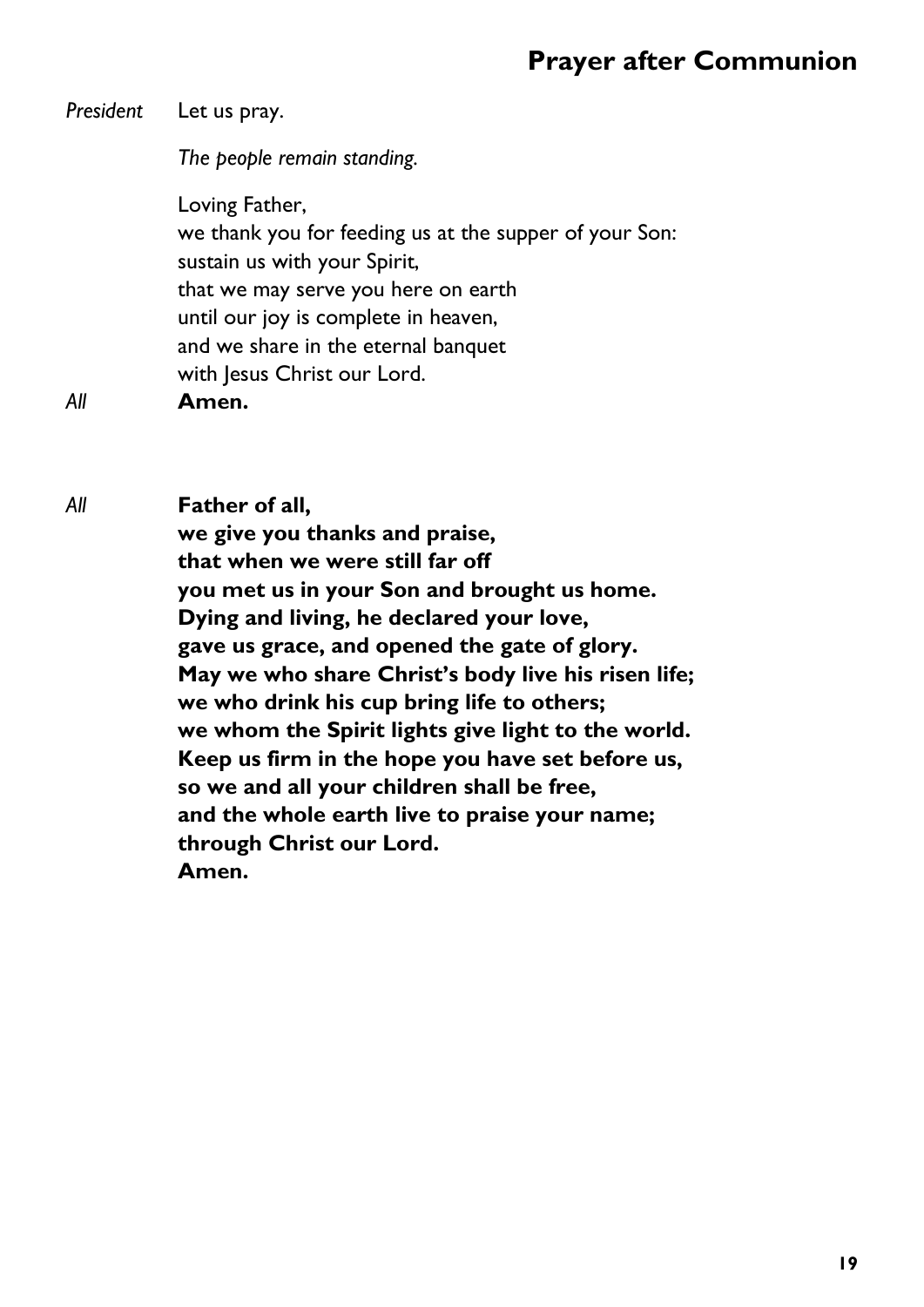## Prayer after Communion

*President* Let us pray.

*The people remain standing.*

Loving Father,
we thank you for feeding us at the supper of your Son:
sustain us with your Spirit,
that we may serve you here on earth
until our joy is complete in heaven,
and we share in the eternal banquet
with Jesus Christ our Lord.

*All* **Amen.**

*All* **Father of all,**
**we give you thanks and praise,**
**that when we were still far off**
**you met us in your Son and brought us home.**
**Dying and living, he declared your love,**
**gave us grace, and opened the gate of glory.**
**May we who share Christ's body live his risen life;**
**we who drink his cup bring life to others;**
**we whom the Spirit lights give light to the world.**
**Keep us firm in the hope you have set before us,**
**so we and all your children shall be free,**
**and the whole earth live to praise your name;**
**through Christ our Lord.**
**Amen.**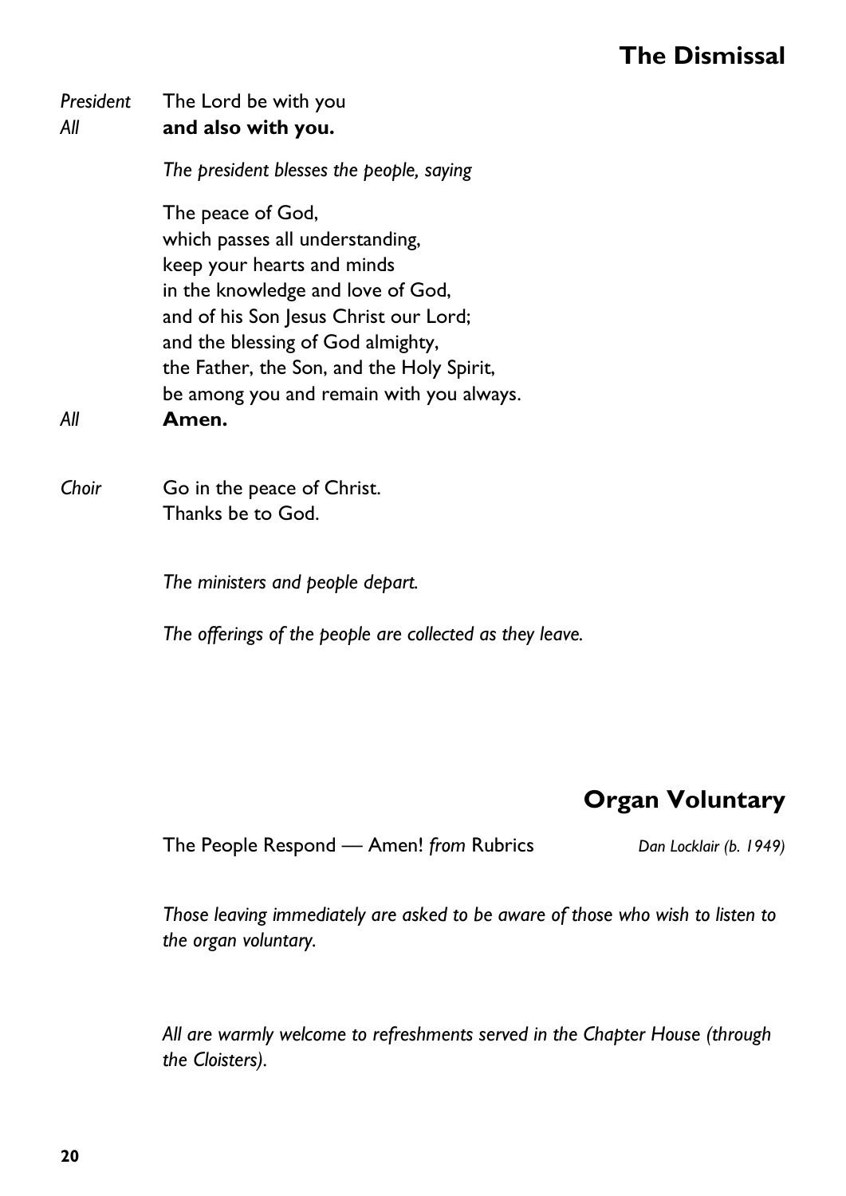## The Dismissal

*President* The Lord be with you
*All* **and also with you.**

*The president blesses the people, saying*

The peace of God,
which passes all understanding,
keep your hearts and minds
in the knowledge and love of God,
and of his Son Jesus Christ our Lord;
and the blessing of God almighty,
the Father, the Son, and the Holy Spirit,
be among you and remain with you always.
*All* **Amen.**

*Choir* Go in the peace of Christ.
Thanks be to God.

*The ministers and people depart.*

*The offerings of the people are collected as they leave.*

## Organ Voluntary

The People Respond — Amen! *from* Rubrics *Dan Locklair (b. 1949)*

*Those leaving immediately are asked to be aware of those who wish to listen to the organ voluntary.*

*All are warmly welcome to refreshments served in the Chapter House (through the Cloisters).*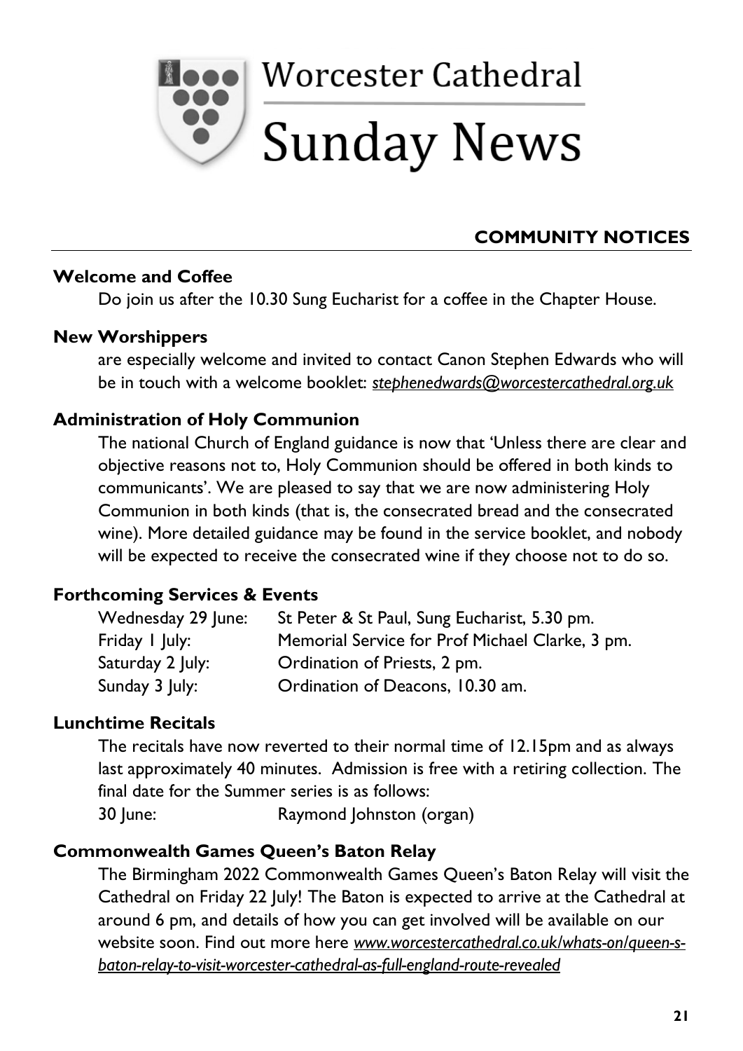# Worcester Cathedral Sunday News

## COMMUNITY NOTICES

**Welcome and Coffee**

Do join us after the 10.30 Sung Eucharist for a coffee in the Chapter House.

**New Worshippers**

are especially welcome and invited to contact Canon Stephen Edwards who will be in touch with a welcome booklet: *stephenedwards@worcestercathedral.org.uk*

**Administration of Holy Communion**

The national Church of England guidance is now that 'Unless there are clear and objective reasons not to, Holy Communion should be offered in both kinds to communicants'. We are pleased to say that we are now administering Holy Communion in both kinds (that is, the consecrated bread and the consecrated wine). More detailed guidance may be found in the service booklet, and nobody will be expected to receive the consecrated wine if they choose not to do so.

**Forthcoming Services & Events**

| | |
|---|---|
| Wednesday 29 June: | St Peter & St Paul, Sung Eucharist, 5.30 pm. |
| Friday 1 July: | Memorial Service for Prof Michael Clarke, 3 pm. |
| Saturday 2 July: | Ordination of Priests, 2 pm. |
| Sunday 3 July: | Ordination of Deacons, 10.30 am. |

**Lunchtime Recitals**

The recitals have now reverted to their normal time of 12.15pm and as always last approximately 40 minutes. Admission is free with a retiring collection. The final date for the Summer series is as follows:

30 June: Raymond Johnston (organ)

**Commonwealth Games Queen's Baton Relay**

The Birmingham 2022 Commonwealth Games Queen's Baton Relay will visit the Cathedral on Friday 22 July! The Baton is expected to arrive at the Cathedral at around 6 pm, and details of how you can get involved will be available on our website soon. Find out more here *www.worcestercathedral.co.uk/whats-on/queen-s-baton-relay-to-visit-worcester-cathedral-as-full-england-route-revealed*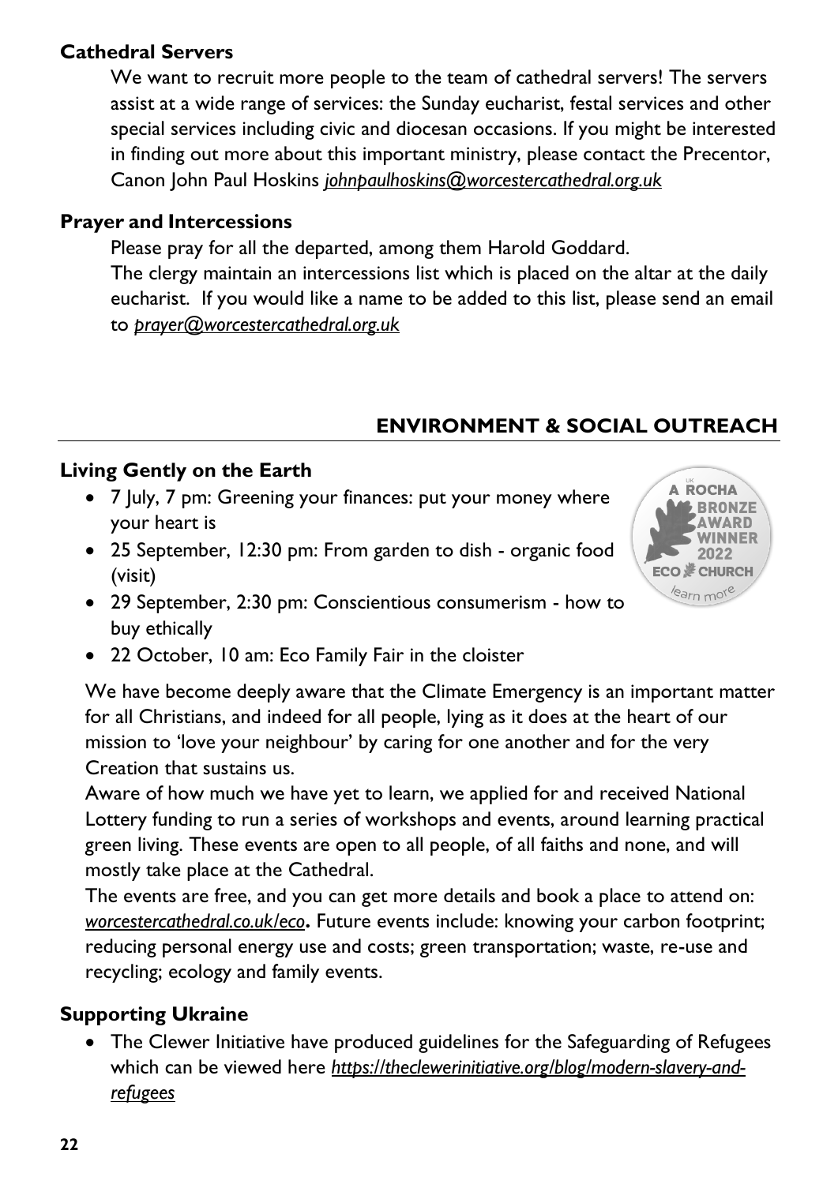## Cathedral Servers

We want to recruit more people to the team of cathedral servers! The servers assist at a wide range of services: the Sunday eucharist, festal services and other special services including civic and diocesan occasions. If you might be interested in finding out more about this important ministry, please contact the Precentor, Canon John Paul Hoskins *johnpaulhoskins@worcestercathedral.org.uk*

## Prayer and Intercessions

Please pray for all the departed, among them Harold Goddard.

The clergy maintain an intercessions list which is placed on the altar at the daily eucharist. If you would like a name to be added to this list, please send an email to *prayer@worcestercathedral.org.uk*

# ENVIRONMENT & SOCIAL OUTREACH

## Living Gently on the Earth

- 7 July, 7 pm: Greening your finances: put your money where your heart is
- 25 September, 12:30 pm: From garden to dish - organic food (visit)
- 29 September, 2:30 pm: Conscientious consumerism - how to buy ethically
- 22 October, 10 am: Eco Family Fair in the cloister

We have become deeply aware that the Climate Emergency is an important matter for all Christians, and indeed for all people, lying as it does at the heart of our mission to 'love your neighbour' by caring for one another and for the very Creation that sustains us.

Aware of how much we have yet to learn, we applied for and received National Lottery funding to run a series of workshops and events, around learning practical green living. These events are open to all people, of all faiths and none, and will mostly take place at the Cathedral.

The events are free, and you can get more details and book a place to attend on: *worcestercathedral.co.uk/eco*. Future events include: knowing your carbon footprint; reducing personal energy use and costs; green transportation; waste, re-use and recycling; ecology and family events.

## Supporting Ukraine

- The Clewer Initiative have produced guidelines for the Safeguarding of Refugees which can be viewed here *https://theclewerinitiative.org/blog/modern-slavery-and-refugees*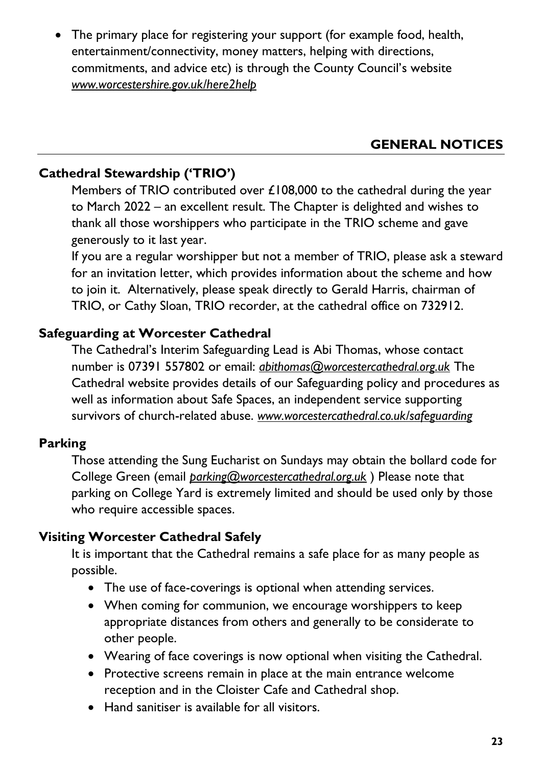- The primary place for registering your support (for example food, health, entertainment/connectivity, money matters, helping with directions, commitments, and advice etc) is through the County Council's website *www.worcestershire.gov.uk/here2help*

## GENERAL NOTICES

### Cathedral Stewardship ('TRIO')

Members of TRIO contributed over £108,000 to the cathedral during the year to March 2022 – an excellent result. The Chapter is delighted and wishes to thank all those worshippers who participate in the TRIO scheme and gave generously to it last year.

If you are a regular worshipper but not a member of TRIO, please ask a steward for an invitation letter, which provides information about the scheme and how to join it. Alternatively, please speak directly to Gerald Harris, chairman of TRIO, or Cathy Sloan, TRIO recorder, at the cathedral office on 732912.

### Safeguarding at Worcester Cathedral

The Cathedral's Interim Safeguarding Lead is Abi Thomas, whose contact number is 07391 557802 or email: *abithomas@worcestercathedral.org.uk* The Cathedral website provides details of our Safeguarding policy and procedures as well as information about Safe Spaces, an independent service supporting survivors of church-related abuse. *www.worcestercathedral.co.uk/safeguarding*

### Parking

Those attending the Sung Eucharist on Sundays may obtain the bollard code for College Green (email *parking@worcestercathedral.org.uk* ) Please note that parking on College Yard is extremely limited and should be used only by those who require accessible spaces.

### Visiting Worcester Cathedral Safely

It is important that the Cathedral remains a safe place for as many people as possible.

- The use of face-coverings is optional when attending services.
- When coming for communion, we encourage worshippers to keep appropriate distances from others and generally to be considerate to other people.
- Wearing of face coverings is now optional when visiting the Cathedral.
- Protective screens remain in place at the main entrance welcome reception and in the Cloister Cafe and Cathedral shop.
- Hand sanitiser is available for all visitors.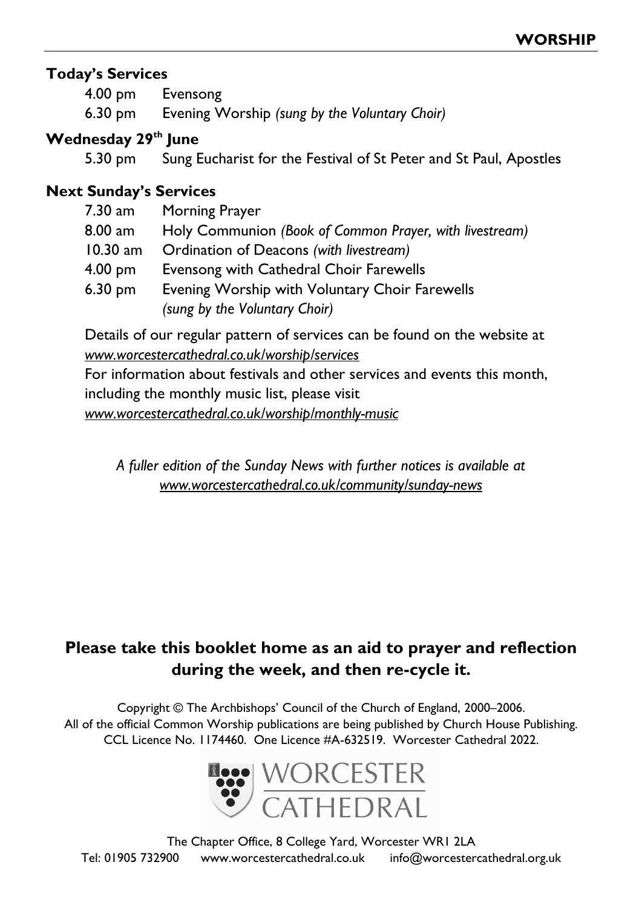## WORSHIP

### Today's Services

4.00 pm Evensong

6.30 pm Evening Worship *(sung by the Voluntary Choir)*

### Wednesday 29th June

5.30 pm Sung Eucharist for the Festival of St Peter and St Paul, Apostles

### Next Sunday's Services

7.30 am Morning Prayer

8.00 am Holy Communion *(Book of Common Prayer, with livestream)*

10.30 am Ordination of Deacons *(with livestream)*

4.00 pm Evensong with Cathedral Choir Farewells

6.30 pm Evening Worship with Voluntary Choir Farewells *(sung by the Voluntary Choir)*

Details of our regular pattern of services can be found on the website at *www.worcestercathedral.co.uk/worship/services*

For information about festivals and other services and events this month, including the monthly music list, please visit *www.worcestercathedral.co.uk/worship/monthly-music*

*A fuller edition of the Sunday News with further notices is available at www.worcestercathedral.co.uk/community/sunday-news*

**Please take this booklet home as an aid to prayer and reflection during the week, and then re-cycle it.**

Copyright © The Archbishops' Council of the Church of England, 2000–2006.
All of the official Common Worship publications are being published by Church House Publishing.
CCL Licence No. 1174460. One Licence #A-632519. Worcester Cathedral 2022.

WORCESTER CATHEDRAL

The Chapter Office, 8 College Yard, Worcester WR1 2LA
Tel: 01905 732900 www.worcestercathedral.co.uk info@worcestercathedral.org.uk